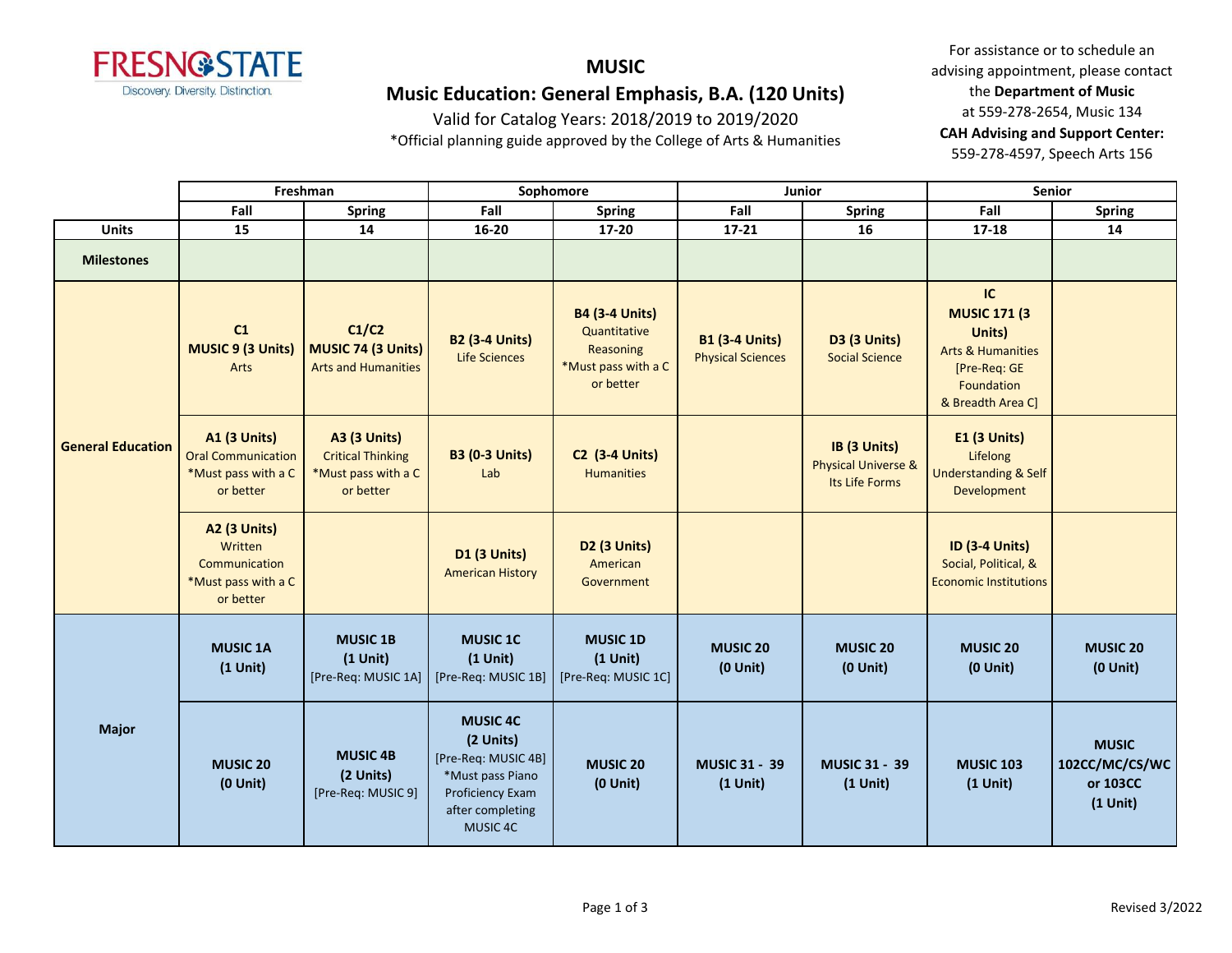FRESNO STATE
Discovery. Diversity. Distinction.

# MUSIC

## Music Education: General Emphasis, B.A. (120 Units)

Valid for Catalog Years: 2018/2019 to 2019/2020

*Official planning guide approved by the College of Arts & Humanities

For assistance or to schedule an advising appointment, please contact the **Department of Music** at 559-278-2654, Music 134

**CAH Advising and Support Center:** 559-278-4597, Speech Arts 156

| | Freshman | | Sophomore | | Junior | | Senior | |
|---|---|---|---|---|---|---|---|---|
| | Fall | Spring | Fall | Spring | Fall | Spring | Fall | Spring |
| **Units** | 15 | 14 | 16-20 | 17-20 | 17-21 | 16 | 17-18 | 14 |
| **Milestones** | | | | | | | | |
| **General Education** | **C1** **MUSIC 9 (3 Units)** Arts | **C1/C2** **MUSIC 74 (3 Units)** Arts and Humanities | **B2 (3-4 Units)** Life Sciences | **B4 (3-4 Units)** Quantitative Reasoning *Must pass with a C or better | **B1 (3-4 Units)** Physical Sciences | **D3 (3 Units)** Social Science | **IC** **MUSIC 171 (3 Units)** Arts & Humanities [Pre-Req: GE Foundation & Breadth Area C] | |
| | **A1 (3 Units)** Oral Communication *Must pass with a C or better | **A3 (3 Units)** Critical Thinking *Must pass with a C or better | **B3 (0-3 Units)** Lab | **C2 (3-4 Units)** Humanities | | **IB (3 Units)** Physical Universe & Its Life Forms | **E1 (3 Units)** Lifelong Understanding & Self Development | |
| | **A2 (3 Units)** Written Communication *Must pass with a C or better | | **D1 (3 Units)** American History | **D2 (3 Units)** American Government | | | **ID (3-4 Units)** Social, Political, & Economic Institutions | |
| **Major** | **MUSIC 1A (1 Unit)** | **MUSIC 1B (1 Unit)** [Pre-Req: MUSIC 1A] | **MUSIC 1C (1 Unit)** [Pre-Req: MUSIC 1B] | **MUSIC 1D (1 Unit)** [Pre-Req: MUSIC 1C] | **MUSIC 20 (0 Unit)** | **MUSIC 20 (0 Unit)** | **MUSIC 20 (0 Unit)** | **MUSIC 20 (0 Unit)** |
| | **MUSIC 20 (0 Unit)** | **MUSIC 4B (2 Units)** [Pre-Req: MUSIC 9] | **MUSIC 4C (2 Units)** [Pre-Req: MUSIC 4B] *Must pass Piano Proficiency Exam after completing MUSIC 4C | **MUSIC 20 (0 Unit)** | **MUSIC 31 - 39 (1 Unit)** | **MUSIC 31 - 39 (1 Unit)** | **MUSIC 103 (1 Unit)** | **MUSIC 102CC/MC/CS/WC or 103CC (1 Unit)** |

Revised 3/2022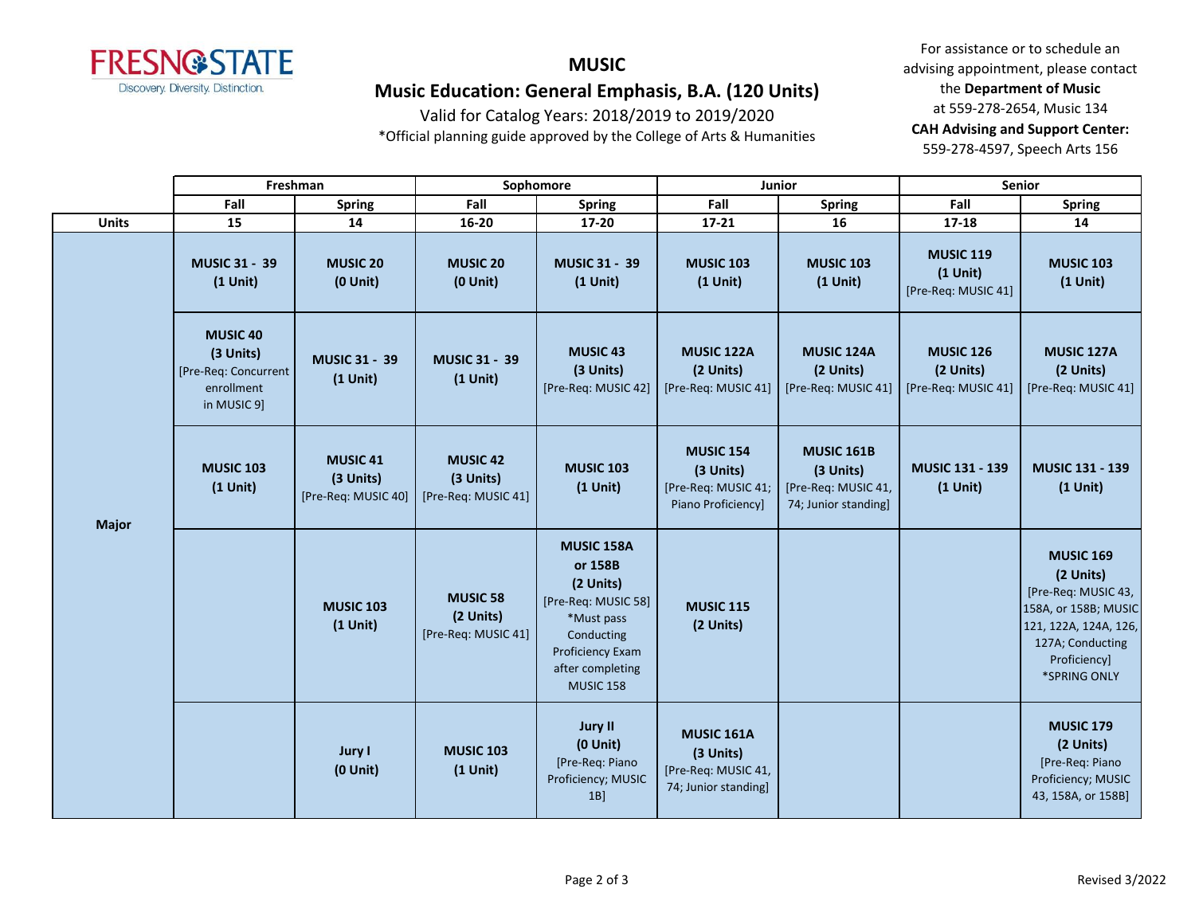# MUSIC

## Music Education: General Emphasis, B.A. (120 Units)

Valid for Catalog Years: 2018/2019 to 2019/2020

*Official planning guide approved by the College of Arts & Humanities

For assistance or to schedule an advising appointment, please contact the **Department of Music** at 559-278-2654, Music 134

**CAH Advising and Support Center:** 559-278-4597, Speech Arts 156

| | Freshman | | Sophomore | | Junior | | Senior | |
|---|---|---|---|---|---|---|---|---|
| | Fall | Spring | Fall | Spring | Fall | Spring | Fall | Spring |
| **Units** | 15 | 14 | 16-20 | 17-20 | 17-21 | 16 | 17-18 | 14 |
| **Major** | **MUSIC 31 - 39 (1 Unit)** | **MUSIC 20 (0 Unit)** | **MUSIC 20 (0 Unit)** | **MUSIC 31 - 39 (1 Unit)** | **MUSIC 103 (1 Unit)** | **MUSIC 103 (1 Unit)** | **MUSIC 119 (1 Unit)** [Pre-Req: MUSIC 41] | **MUSIC 103 (1 Unit)** |
| | **MUSIC 40 (3 Units)** [Pre-Req: Concurrent enrollment in MUSIC 9] | **MUSIC 31 - 39 (1 Unit)** | **MUSIC 31 - 39 (1 Unit)** | **MUSIC 43 (3 Units)** [Pre-Req: MUSIC 42] | **MUSIC 122A (2 Units)** [Pre-Req: MUSIC 41] | **MUSIC 124A (2 Units)** [Pre-Req: MUSIC 41] | **MUSIC 126 (2 Units)** [Pre-Req: MUSIC 41] | **MUSIC 127A (2 Units)** [Pre-Req: MUSIC 41] |
| | **MUSIC 103 (1 Unit)** | **MUSIC 41 (3 Units)** [Pre-Req: MUSIC 40] | **MUSIC 42 (3 Units)** [Pre-Req: MUSIC 41] | **MUSIC 103 (1 Unit)** | **MUSIC 154 (3 Units)** [Pre-Req: MUSIC 41; Piano Proficiency] | **MUSIC 161B (3 Units)** [Pre-Req: MUSIC 41, 74; Junior standing] | **MUSIC 131 - 139 (1 Unit)** | **MUSIC 131 - 139 (1 Unit)** |
| | | **MUSIC 103 (1 Unit)** | **MUSIC 58 (2 Units)** [Pre-Req: MUSIC 41] | **MUSIC 158A or 158B (2 Units)** [Pre-Req: MUSIC 58] *Must pass Conducting Proficiency Exam after completing MUSIC 158 | **MUSIC 115 (2 Units)** | | | **MUSIC 169 (2 Units)** [Pre-Req: MUSIC 43, 158A, or 158B; MUSIC 121, 122A, 124A, 126, 127A; Conducting Proficiency] *SPRING ONLY |
| | | **Jury I (0 Unit)** | **MUSIC 103 (1 Unit)** | **Jury II (0 Unit)** [Pre-Req: Piano Proficiency; MUSIC 1B] | **MUSIC 161A (3 Units)** [Pre-Req: MUSIC 41, 74; Junior standing] | | | **MUSIC 179 (2 Units)** [Pre-Req: Piano Proficiency; MUSIC 43, 158A, or 158B] |

Revised 3/2022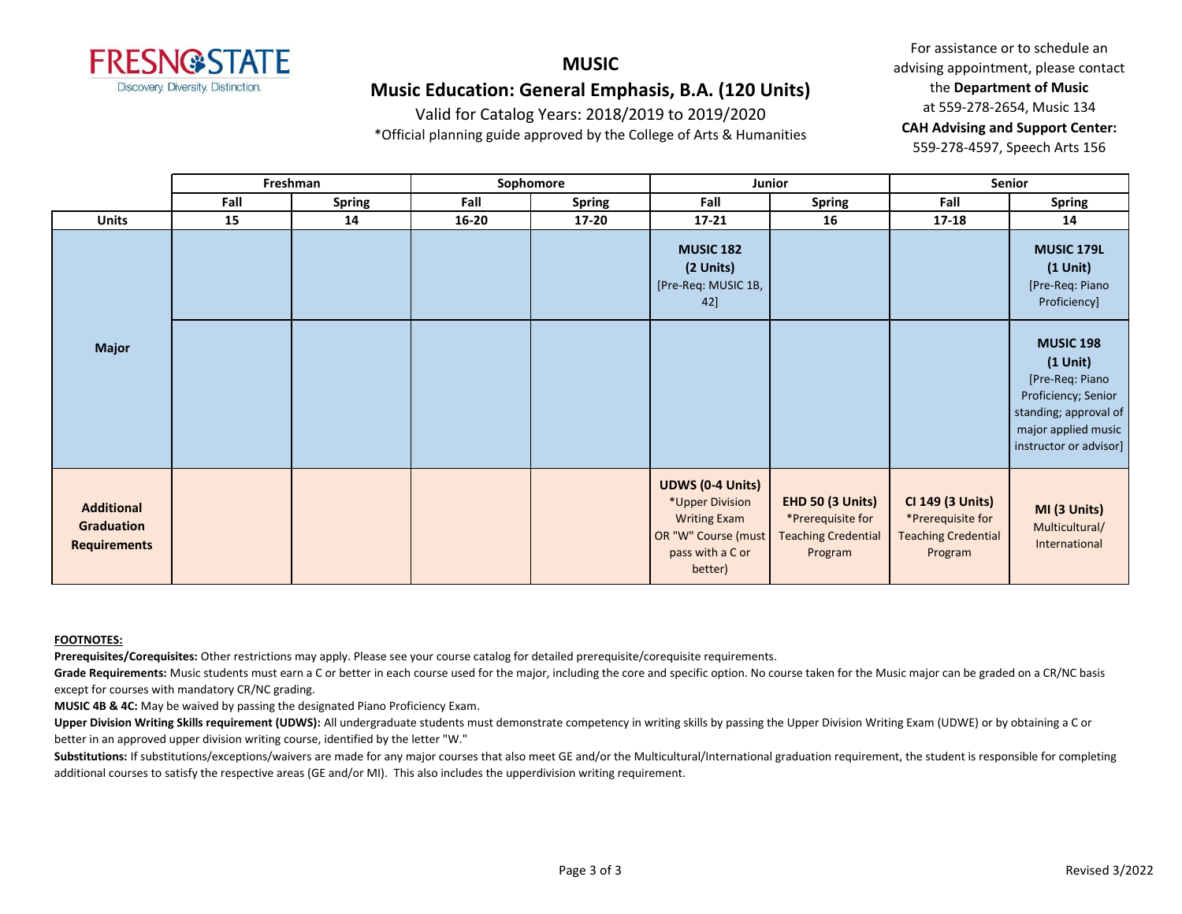# MUSIC

## Music Education: General Emphasis, B.A. (120 Units)

Valid for Catalog Years: 2018/2019 to 2019/2020

*Official planning guide approved by the College of Arts & Humanities

For assistance or to schedule an advising appointment, please contact the **Department of Music** at 559-278-2654, Music 134

**CAH Advising and Support Center:** 559-278-4597, Speech Arts 156

| | Freshman | | Sophomore | | Junior | | Senior | |
|---|---|---|---|---|---|---|---|---|
| | **Fall** | **Spring** | **Fall** | **Spring** | **Fall** | **Spring** | **Fall** | **Spring** |
| **Units** | **15** | **14** | **16-20** | **17-20** | **17-21** | **16** | **17-18** | **14** |
| **Major** | | | | | **MUSIC 182 (2 Units)** [Pre-Req: MUSIC 1B, 42] | | | **MUSIC 179L (1 Unit)** [Pre-Req: Piano Proficiency] |
| | | | | | | | | **MUSIC 198 (1 Unit)** [Pre-Req: Piano Proficiency; Senior standing; approval of major applied music instructor or advisor] |
| **Additional Graduation Requirements** | | | | | **UDWS (0-4 Units)** *Upper Division Writing Exam OR "W" Course (must pass with a C or better) | **EHD 50 (3 Units)** *Prerequisite for Teaching Credential Program | **CI 149 (3 Units)** *Prerequisite for Teaching Credential Program | **MI (3 Units)** Multicultural/ International |

**FOOTNOTES:**

**Prerequisites/Corequisites:** Other restrictions may apply. Please see your course catalog for detailed prerequisite/corequisite requirements.

**Grade Requirements:** Music students must earn a C or better in each course used for the major, including the core and specific option. No course taken for the Music major can be graded on a CR/NC basis except for courses with mandatory CR/NC grading.

**MUSIC 4B & 4C:** May be waived by passing the designated Piano Proficiency Exam.

**Upper Division Writing Skills requirement (UDWS):** All undergraduate students must demonstrate competency in writing skills by passing the Upper Division Writing Exam (UDWE) or by obtaining a C or better in an approved upper division writing course, identified by the letter "W."

**Substitutions:** If substitutions/exceptions/waivers are made for any major courses that also meet GE and/or the Multicultural/International graduation requirement, the student is responsible for completing additional courses to satisfy the respective areas (GE and/or MI). This also includes the upperdivision writing requirement.

Revised 3/2022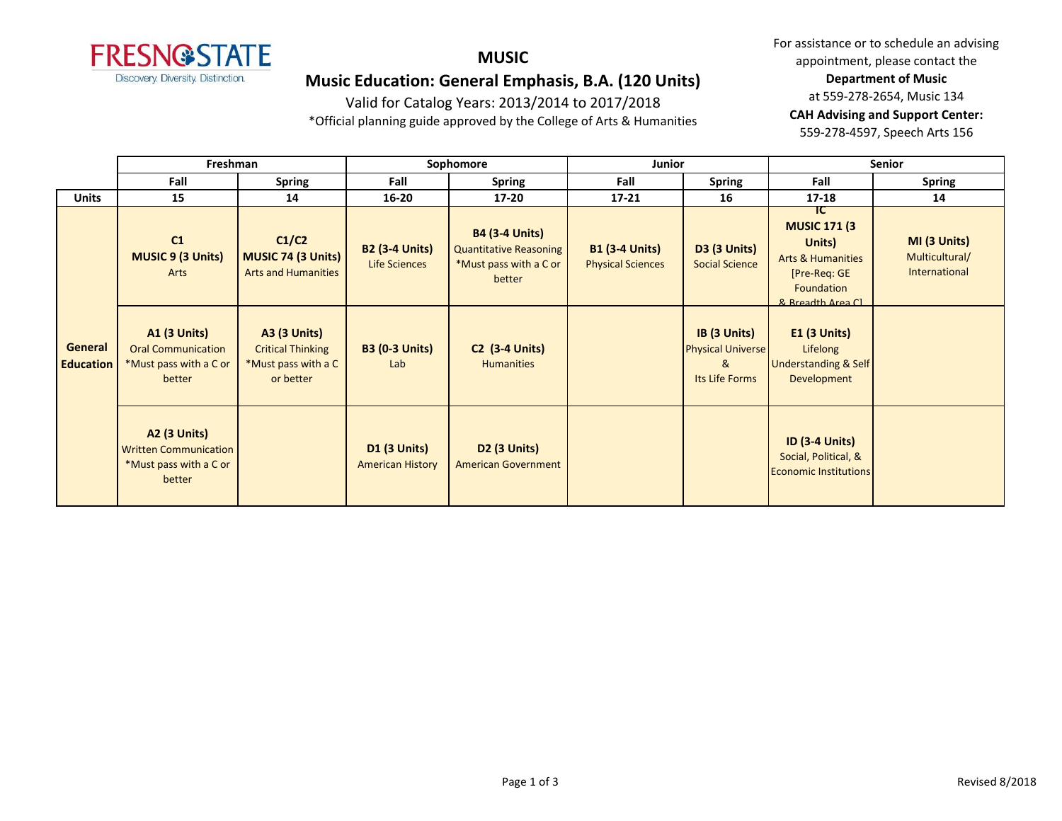# MUSIC

## Music Education: General Emphasis, B.A. (120 Units)

Valid for Catalog Years: 2013/2014 to 2017/2018

*Official planning guide approved by the College of Arts & Humanities

For assistance or to schedule an advising appointment, please contact the **Department of Music** at 559-278-2654, Music 134

**CAH Advising and Support Center:** 559-278-4597, Speech Arts 156

| | Freshman | | Sophomore | | Junior | | Senior | |
|---|---|---|---|---|---|---|---|---|
| | Fall | Spring | Fall | Spring | Fall | Spring | Fall | Spring |
| **Units** | 15 | 14 | 16-20 | 17-20 | 17-21 | 16 | 17-18 | 14 |
| **General Education** | **C1** **MUSIC 9 (3 Units)** Arts | **C1/C2** **MUSIC 74 (3 Units)** Arts and Humanities | **B2 (3-4 Units)** Life Sciences | **B4 (3-4 Units)** Quantitative Reasoning *Must pass with a C or better | **B1 (3-4 Units)** Physical Sciences | **D3 (3 Units)** Social Science | **IC** **MUSIC 171 (3 Units)** Arts & Humanities [Pre-Req: GE Foundation & Breadth Area C] | **MI (3 Units)** Multicultural/ International |
| | **A1 (3 Units)** Oral Communication *Must pass with a C or better | **A3 (3 Units)** Critical Thinking *Must pass with a C or better | **B3 (0-3 Units)** Lab | **C2 (3-4 Units)** Humanities | | **IB (3 Units)** Physical Universe & Its Life Forms | **E1 (3 Units)** Lifelong Understanding & Self Development | |
| | **A2 (3 Units)** Written Communication *Must pass with a C or better | | **D1 (3 Units)** American History | **D2 (3 Units)** American Government | | | **ID (3-4 Units)** Social, Political, & Economic Institutions | |

Revised 8/2018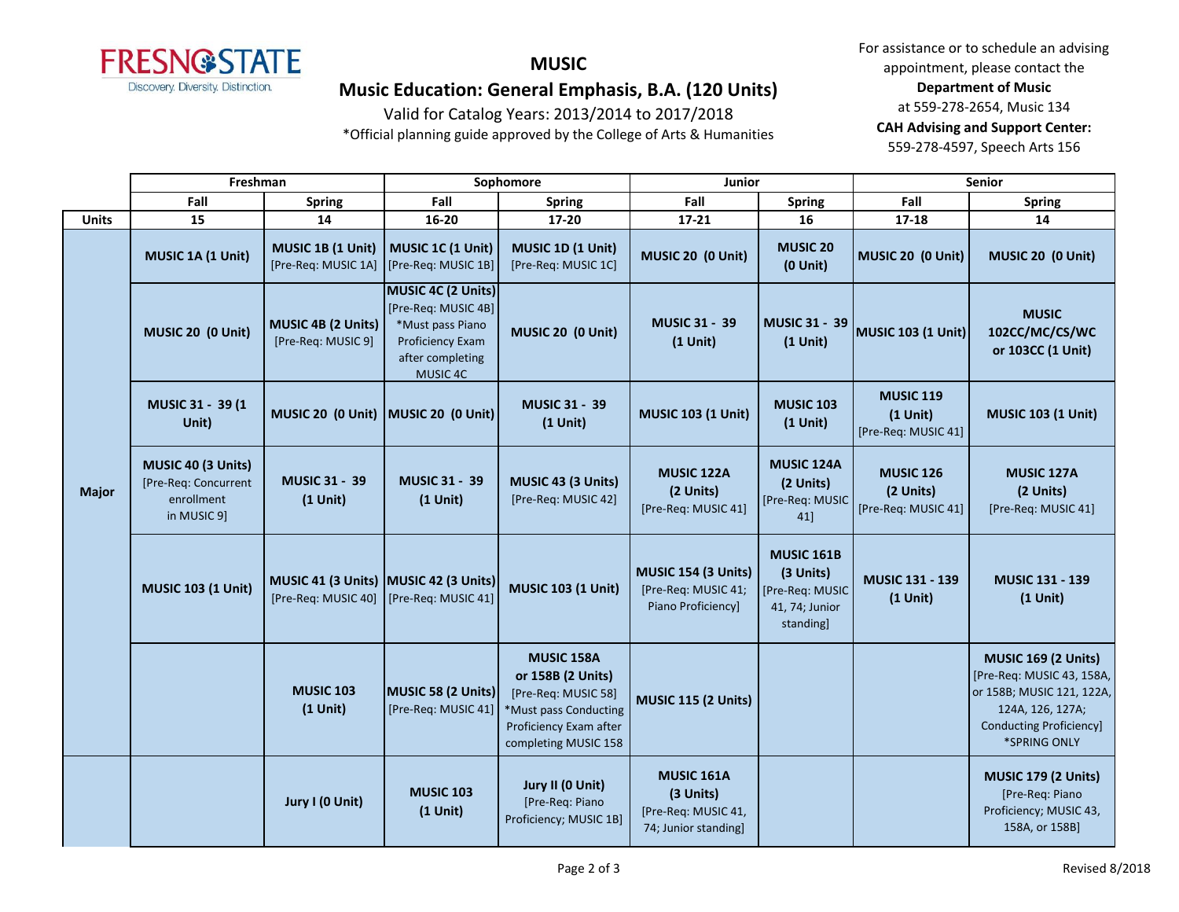# MUSIC

## Music Education: General Emphasis, B.A. (120 Units)

Valid for Catalog Years: 2013/2014 to 2017/2018

*Official planning guide approved by the College of Arts & Humanities

For assistance or to schedule an advising appointment, please contact the **Department of Music** at 559-278-2654, Music 134

**CAH Advising and Support Center:** 559-278-4597, Speech Arts 156

| | Freshman | | Sophomore | | Junior | | Senior | |
|---|---|---|---|---|---|---|---|---|
| | Fall | Spring | Fall | Spring | Fall | Spring | Fall | Spring |
| **Units** | 15 | 14 | 16-20 | 17-20 | 17-21 | 16 | 17-18 | 14 |
| **Major** | **MUSIC 1A (1 Unit)** | **MUSIC 1B (1 Unit)** [Pre-Req: MUSIC 1A] | **MUSIC 1C (1 Unit)** [Pre-Req: MUSIC 1B] | **MUSIC 1D (1 Unit)** [Pre-Req: MUSIC 1C] | **MUSIC 20 (0 Unit)** | **MUSIC 20 (0 Unit)** | **MUSIC 20 (0 Unit)** | **MUSIC 20 (0 Unit)** |
| | **MUSIC 20 (0 Unit)** | **MUSIC 4B (2 Units)** [Pre-Req: MUSIC 9] | **MUSIC 4C (2 Units)** [Pre-Req: MUSIC 4B] *Must pass Piano Proficiency Exam after completing MUSIC 4C | **MUSIC 20 (0 Unit)** | **MUSIC 31 - 39 (1 Unit)** | **MUSIC 31 - 39 (1 Unit)** | **MUSIC 103 (1 Unit)** | **MUSIC 102CC/MC/CS/WC or 103CC (1 Unit)** |
| | **MUSIC 31 - 39 (1 Unit)** | **MUSIC 20 (0 Unit)** | **MUSIC 20 (0 Unit)** | **MUSIC 31 - 39 (1 Unit)** | **MUSIC 103 (1 Unit)** | **MUSIC 103 (1 Unit)** | **MUSIC 119 (1 Unit)** [Pre-Req: MUSIC 41] | **MUSIC 103 (1 Unit)** |
| | **MUSIC 40 (3 Units)** [Pre-Req: Concurrent enrollment in MUSIC 9] | **MUSIC 31 - 39 (1 Unit)** | **MUSIC 31 - 39 (1 Unit)** | **MUSIC 43 (3 Units)** [Pre-Req: MUSIC 42] | **MUSIC 122A (2 Units)** [Pre-Req: MUSIC 41] | **MUSIC 124A (2 Units)** [Pre-Req: MUSIC 41] | **MUSIC 126 (2 Units)** [Pre-Req: MUSIC 41] | **MUSIC 127A (2 Units)** [Pre-Req: MUSIC 41] |
| | **MUSIC 103 (1 Unit)** | **MUSIC 41 (3 Units)** [Pre-Req: MUSIC 40] | **MUSIC 42 (3 Units)** [Pre-Req: MUSIC 41] | **MUSIC 103 (1 Unit)** | **MUSIC 154 (3 Units)** [Pre-Req: MUSIC 41; Piano Proficiency] | **MUSIC 161B (3 Units)** [Pre-Req: MUSIC 41, 74; Junior standing] | **MUSIC 131 - 139 (1 Unit)** | **MUSIC 131 - 139 (1 Unit)** |
| | | **MUSIC 103 (1 Unit)** | **MUSIC 58 (2 Units)** [Pre-Req: MUSIC 41] | **MUSIC 158A or 158B (2 Units)** [Pre-Req: MUSIC 58] *Must pass Conducting Proficiency Exam after completing MUSIC 158 | **MUSIC 115 (2 Units)** | | | **MUSIC 169 (2 Units)** [Pre-Req: MUSIC 43, 158A, or 158B; MUSIC 121, 122A, 124A, 126, 127A; Conducting Proficiency] *SPRING ONLY |
| | | **Jury I (0 Unit)** | **MUSIC 103 (1 Unit)** | **Jury II (0 Unit)** [Pre-Req: Piano Proficiency; MUSIC 1B] | **MUSIC 161A (3 Units)** [Pre-Req: MUSIC 41, 74; Junior standing] | | | **MUSIC 179 (2 Units)** [Pre-Req: Piano Proficiency; MUSIC 43, 158A, or 158B] |

Revised 8/2018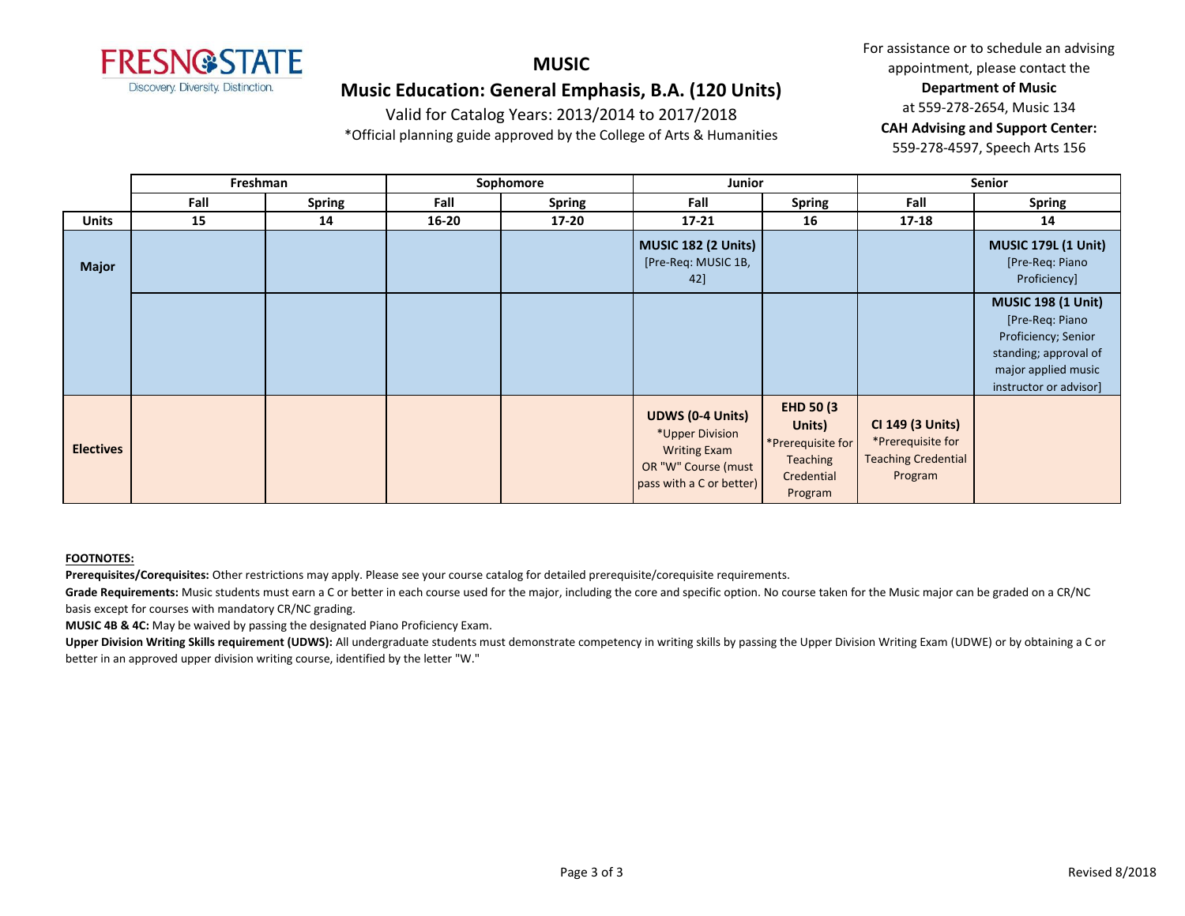# MUSIC

## Music Education: General Emphasis, B.A. (120 Units)

Valid for Catalog Years: 2013/2014 to 2017/2018

*Official planning guide approved by the College of Arts & Humanities

For assistance or to schedule an advising appointment, please contact the **Department of Music** at 559-278-2654, Music 134

**CAH Advising and Support Center:** 559-278-4597, Speech Arts 156

| | Freshman | | Sophomore | | Junior | | Senior | |
|---|---|---|---|---|---|---|---|---|
| | Fall | Spring | Fall | Spring | Fall | Spring | Fall | Spring |
| **Units** | 15 | 14 | 16-20 | 17-20 | 17-21 | 16 | 17-18 | 14 |
| **Major** | | | | | **MUSIC 182 (2 Units)** [Pre-Req: MUSIC 1B, 42] | | | **MUSIC 179L (1 Unit)** [Pre-Req: Piano Proficiency] |
| | | | | | | | | **MUSIC 198 (1 Unit)** [Pre-Req: Piano Proficiency; Senior standing; approval of major applied music instructor or advisor] |
| **Electives** | | | | | **UDWS (0-4 Units)** *Upper Division Writing Exam OR "W" Course (must pass with a C or better) | **EHD 50 (3 Units)** *Prerequisite for Teaching Credential Program | **CI 149 (3 Units)** *Prerequisite for Teaching Credential Program | |

**FOOTNOTES:**

**Prerequisites/Corequisites:** Other restrictions may apply. Please see your course catalog for detailed prerequisite/corequisite requirements.

**Grade Requirements:** Music students must earn a C or better in each course used for the major, including the core and specific option. No course taken for the Music major can be graded on a CR/NC basis except for courses with mandatory CR/NC grading.

**MUSIC 4B & 4C:** May be waived by passing the designated Piano Proficiency Exam.

**Upper Division Writing Skills requirement (UDWS):** All undergraduate students must demonstrate competency in writing skills by passing the Upper Division Writing Exam (UDWE) or by obtaining a C or better in an approved upper division writing course, identified by the letter "W."

Revised 8/2018